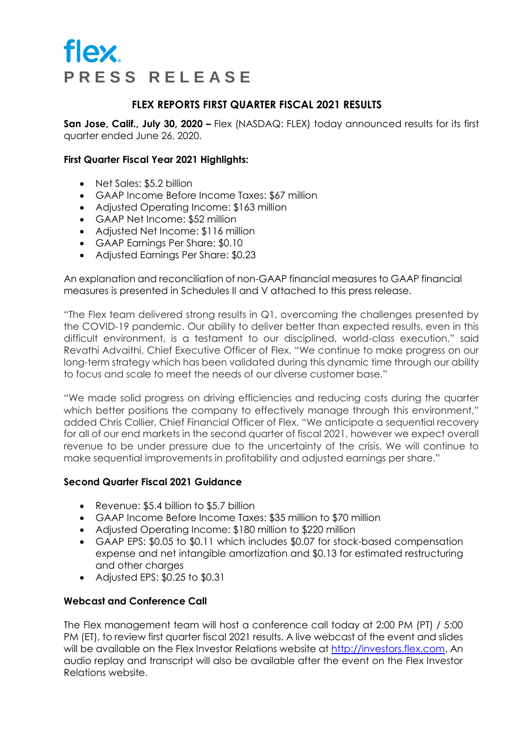flex

**PRESS RELEASE**

## FLEX REPORTS FIRST QUARTER FISCAL 2021 RESULTS

**San Jose, Calif., July 30, 2020 –** Flex (NASDAQ: FLEX) today announced results for its first quarter ended June 26, 2020.

### First Quarter Fiscal Year 2021 Highlights:

- Net Sales: $5.2 billion
- GAAP Income Before Income Taxes: $67 million
- Adjusted Operating Income: $163 million
- GAAP Net Income: $52 million
- Adjusted Net Income: $116 million
- GAAP Earnings Per Share: $0.10
- Adjusted Earnings Per Share: $0.23

An explanation and reconciliation of non-GAAP financial measures to GAAP financial measures is presented in Schedules II and V attached to this press release.

"The Flex team delivered strong results in Q1, overcoming the challenges presented by the COVID-19 pandemic. Our ability to deliver better than expected results, even in this difficult environment, is a testament to our disciplined, world-class execution," said Revathi Advaithi, Chief Executive Officer of Flex. "We continue to make progress on our long-term strategy which has been validated during this dynamic time through our ability to focus and scale to meet the needs of our diverse customer base."

"We made solid progress on driving efficiencies and reducing costs during the quarter which better positions the company to effectively manage through this environment," added Chris Collier, Chief Financial Officer of Flex. "We anticipate a sequential recovery for all of our end markets in the second quarter of fiscal 2021, however we expect overall revenue to be under pressure due to the uncertainty of the crisis. We will continue to make sequential improvements in profitability and adjusted earnings per share."

### Second Quarter Fiscal 2021 Guidance

- Revenue: $5.4 billion to $5.7 billion
- GAAP Income Before Income Taxes: $35 million to $70 million
- Adjusted Operating Income: $180 million to $220 million
- GAAP EPS: $0.05 to $0.11 which includes $0.07 for stock-based compensation expense and net intangible amortization and $0.13 for estimated restructuring and other charges
- Adjusted EPS: $0.25 to $0.31

### Webcast and Conference Call

The Flex management team will host a conference call today at 2:00 PM (PT) / 5:00 PM (ET), to review first quarter fiscal 2021 results. A live webcast of the event and slides will be available on the Flex Investor Relations website at http://investors.flex.com. An audio replay and transcript will also be available after the event on the Flex Investor Relations website.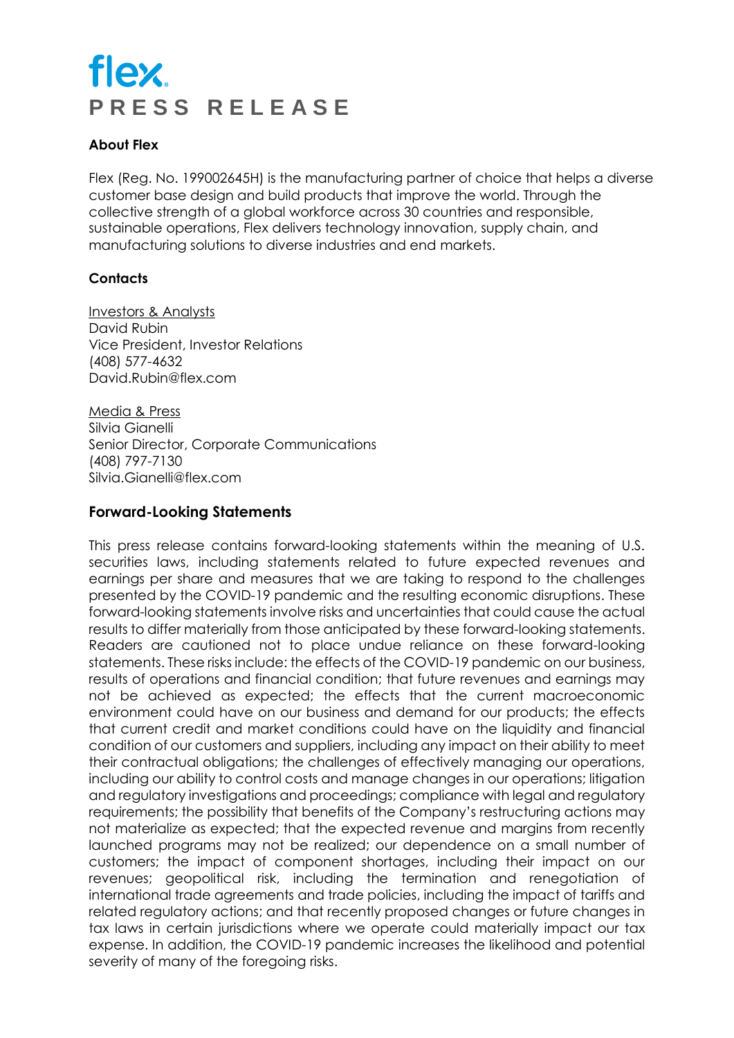# flex.

**PRESS RELEASE**

### About Flex

Flex (Reg. No. 199002645H) is the manufacturing partner of choice that helps a diverse customer base design and build products that improve the world. Through the collective strength of a global workforce across 30 countries and responsible, sustainable operations, Flex delivers technology innovation, supply chain, and manufacturing solutions to diverse industries and end markets.

### Contacts

Investors & Analysts
David Rubin
Vice President, Investor Relations
(408) 577-4632
David.Rubin@flex.com

Media & Press
Silvia Gianelli
Senior Director, Corporate Communications
(408) 797-7130
Silvia.Gianelli@flex.com

## Forward-Looking Statements

This press release contains forward-looking statements within the meaning of U.S. securities laws, including statements related to future expected revenues and earnings per share and measures that we are taking to respond to the challenges presented by the COVID-19 pandemic and the resulting economic disruptions. These forward-looking statements involve risks and uncertainties that could cause the actual results to differ materially from those anticipated by these forward-looking statements. Readers are cautioned not to place undue reliance on these forward-looking statements. These risks include: the effects of the COVID-19 pandemic on our business, results of operations and financial condition; that future revenues and earnings may not be achieved as expected; the effects that the current macroeconomic environment could have on our business and demand for our products; the effects that current credit and market conditions could have on the liquidity and financial condition of our customers and suppliers, including any impact on their ability to meet their contractual obligations; the challenges of effectively managing our operations, including our ability to control costs and manage changes in our operations; litigation and regulatory investigations and proceedings; compliance with legal and regulatory requirements; the possibility that benefits of the Company's restructuring actions may not materialize as expected; that the expected revenue and margins from recently launched programs may not be realized; our dependence on a small number of customers; the impact of component shortages, including their impact on our revenues; geopolitical risk, including the termination and renegotiation of international trade agreements and trade policies, including the impact of tariffs and related regulatory actions; and that recently proposed changes or future changes in tax laws in certain jurisdictions where we operate could materially impact our tax expense. In addition, the COVID-19 pandemic increases the likelihood and potential severity of many of the foregoing risks.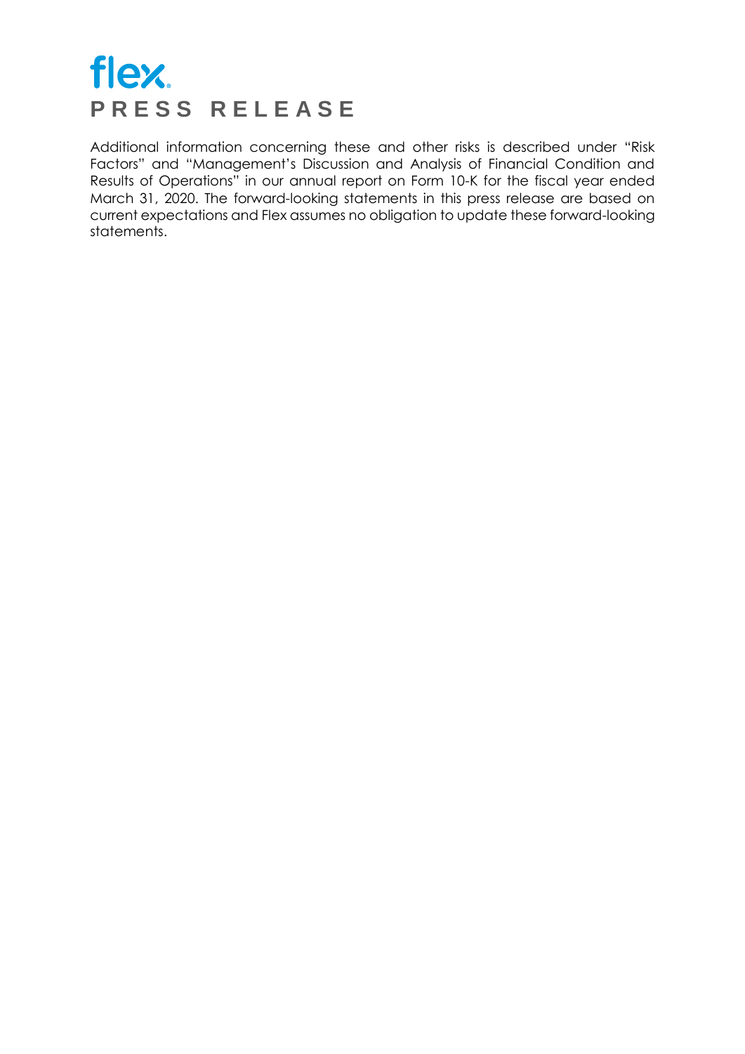Additional information concerning these and other risks is described under "Risk Factors" and "Management's Discussion and Analysis of Financial Condition and Results of Operations" in our annual report on Form 10-K for the fiscal year ended March 31, 2020. The forward-looking statements in this press release are based on current expectations and Flex assumes no obligation to update these forward-looking statements.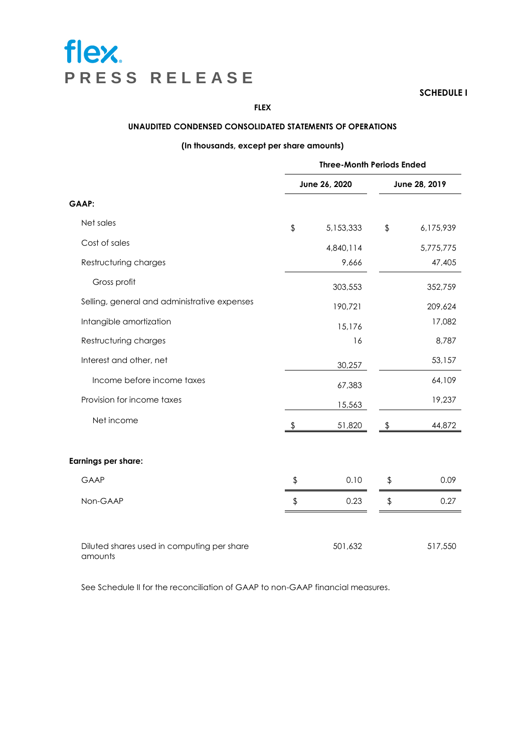**flex**
**PRESS RELEASE**

**SCHEDULE I**

**FLEX**

**UNAUDITED CONDENSED CONSOLIDATED STATEMENTS OF OPERATIONS**

**(In thousands, except per share amounts)**

| | Three-Month Periods Ended | |
|---|---|---|
| | June 26, 2020 | June 28, 2019 |
| **GAAP:** | | |
| Net sales | $ 5,153,333 | $ 6,175,939 |
| Cost of sales | 4,840,114 | 5,775,775 |
| Restructuring charges | 9,666 | 47,405 |
| Gross profit | 303,553 | 352,759 |
| Selling, general and administrative expenses | 190,721 | 209,624 |
| Intangible amortization | 15,176 | 17,082 |
| Restructuring charges | 16 | 8,787 |
| Interest and other, net | 30,257 | 53,157 |
| Income before income taxes | 67,383 | 64,109 |
| Provision for income taxes | 15,563 | 19,237 |
| Net income | $ 51,820 | $ 44,872 |
| | | |
| **Earnings per share:** | | |
| GAAP | $ 0.10 | $ 0.09 |
| Non-GAAP | $ 0.23 | $ 0.27 |
| | | |
| Diluted shares used in computing per share amounts | 501,632 | 517,550 |

See Schedule II for the reconciliation of GAAP to non-GAAP financial measures.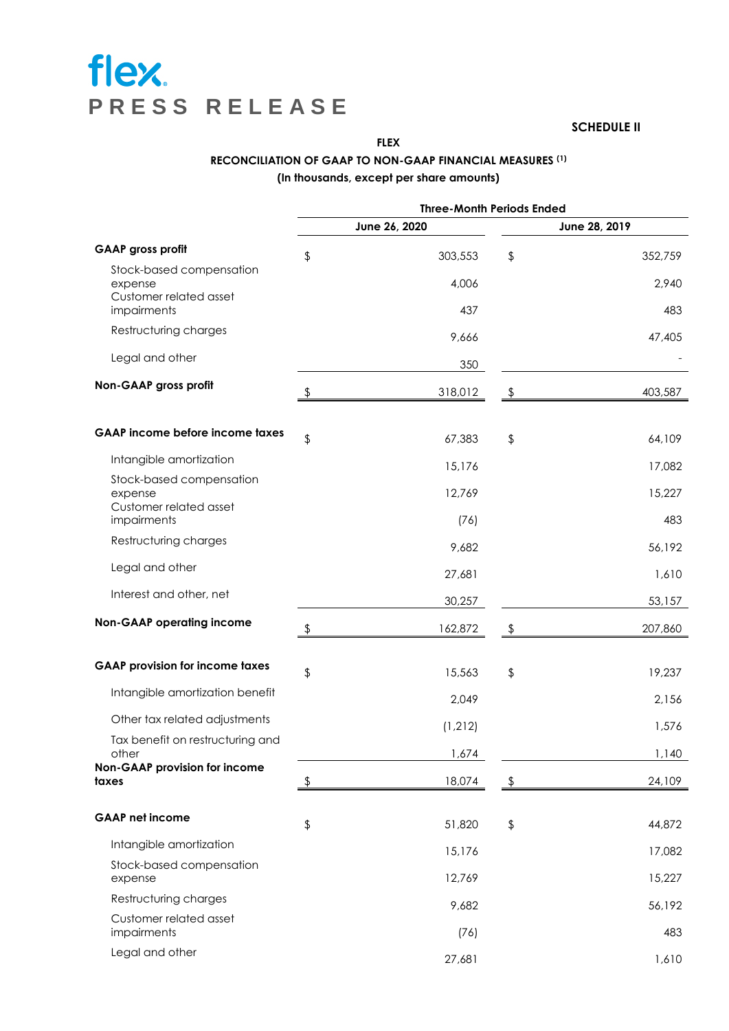**flex**
**PRESS RELEASE**

**SCHEDULE II**

**FLEX**

**RECONCILIATION OF GAAP TO NON-GAAP FINANCIAL MEASURES (1)**

**(In thousands, except per share amounts)**

| | Three-Month Periods Ended | |
|---|---|---|
| | June 26, 2020 | June 28, 2019 |
| **GAAP gross profit** | $ 303,553 | $ 352,759 |
| Stock-based compensation expense | 4,006 | 2,940 |
| Customer related asset impairments | 437 | 483 |
| Restructuring charges | 9,666 | 47,405 |
| Legal and other | 350 | - |
| **Non-GAAP gross profit** | $ 318,012 | $ 403,587 |
| | | |
| **GAAP income before income taxes** | $ 67,383 | $ 64,109 |
| Intangible amortization | 15,176 | 17,082 |
| Stock-based compensation expense | 12,769 | 15,227 |
| Customer related asset impairments | (76) | 483 |
| Restructuring charges | 9,682 | 56,192 |
| Legal and other | 27,681 | 1,610 |
| Interest and other, net | 30,257 | 53,157 |
| **Non-GAAP operating income** | $ 162,872 | $ 207,860 |
| | | |
| **GAAP provision for income taxes** | $ 15,563 | $ 19,237 |
| Intangible amortization benefit | 2,049 | 2,156 |
| Other tax related adjustments | (1,212) | 1,576 |
| Tax benefit on restructuring and other | 1,674 | 1,140 |
| **Non-GAAP provision for income taxes** | $ 18,074 | $ 24,109 |
| | | |
| **GAAP net income** | $ 51,820 | $ 44,872 |
| Intangible amortization | 15,176 | 17,082 |
| Stock-based compensation expense | 12,769 | 15,227 |
| Restructuring charges | 9,682 | 56,192 |
| Customer related asset impairments | (76) | 483 |
| Legal and other | 27,681 | 1,610 |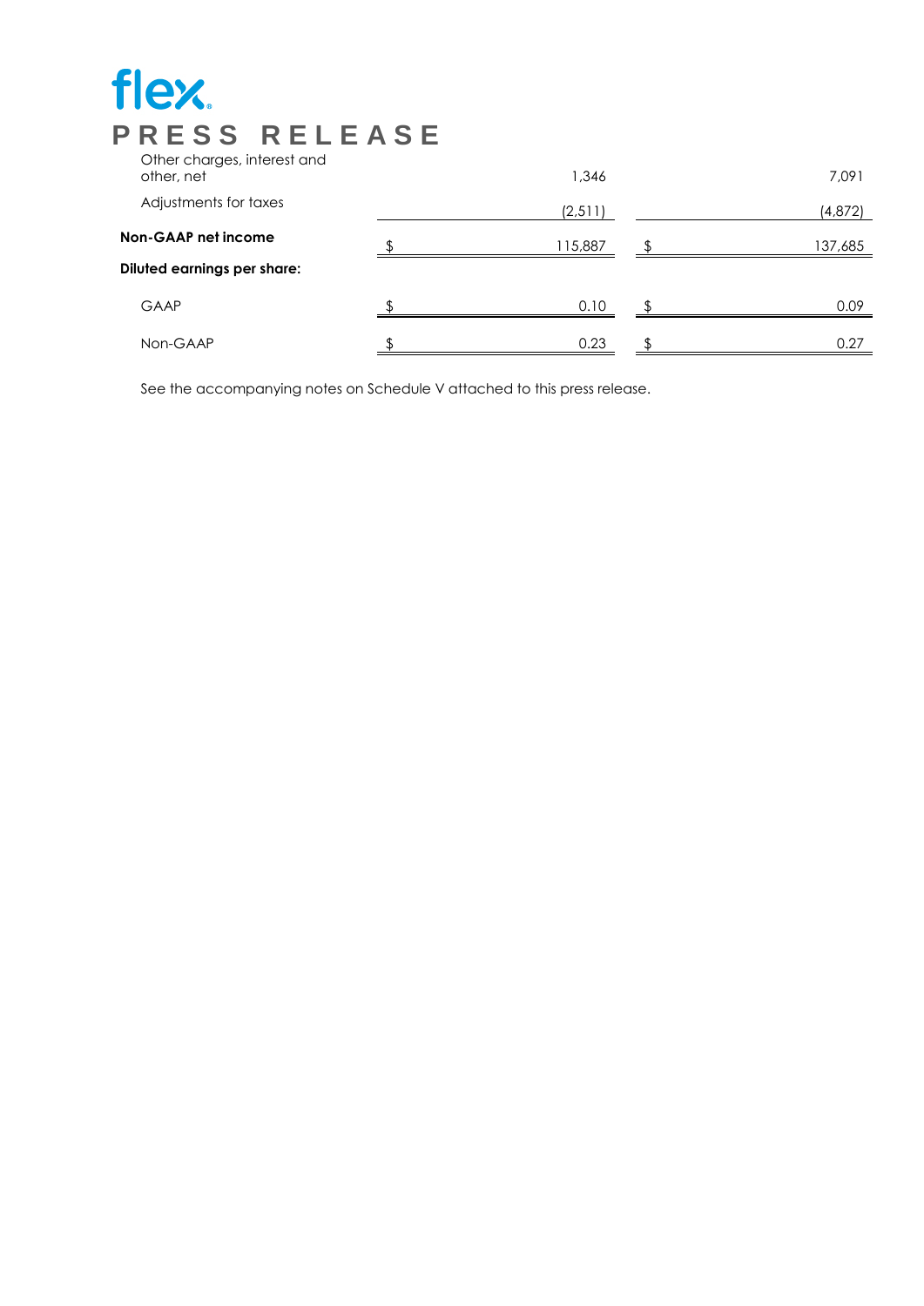| | | |
|---|---|---|
| Other charges, interest and other, net | 1,346 | 7,091 |
| Adjustments for taxes | (2,511) | (4,872) |
| **Non-GAAP net income** | $ 115,887 | $ 137,685 |
| **Diluted earnings per share:** | | |
| GAAP | $ 0.10 | $ 0.09 |
| Non-GAAP | $ 0.23 | $ 0.27 |

See the accompanying notes on Schedule V attached to this press release.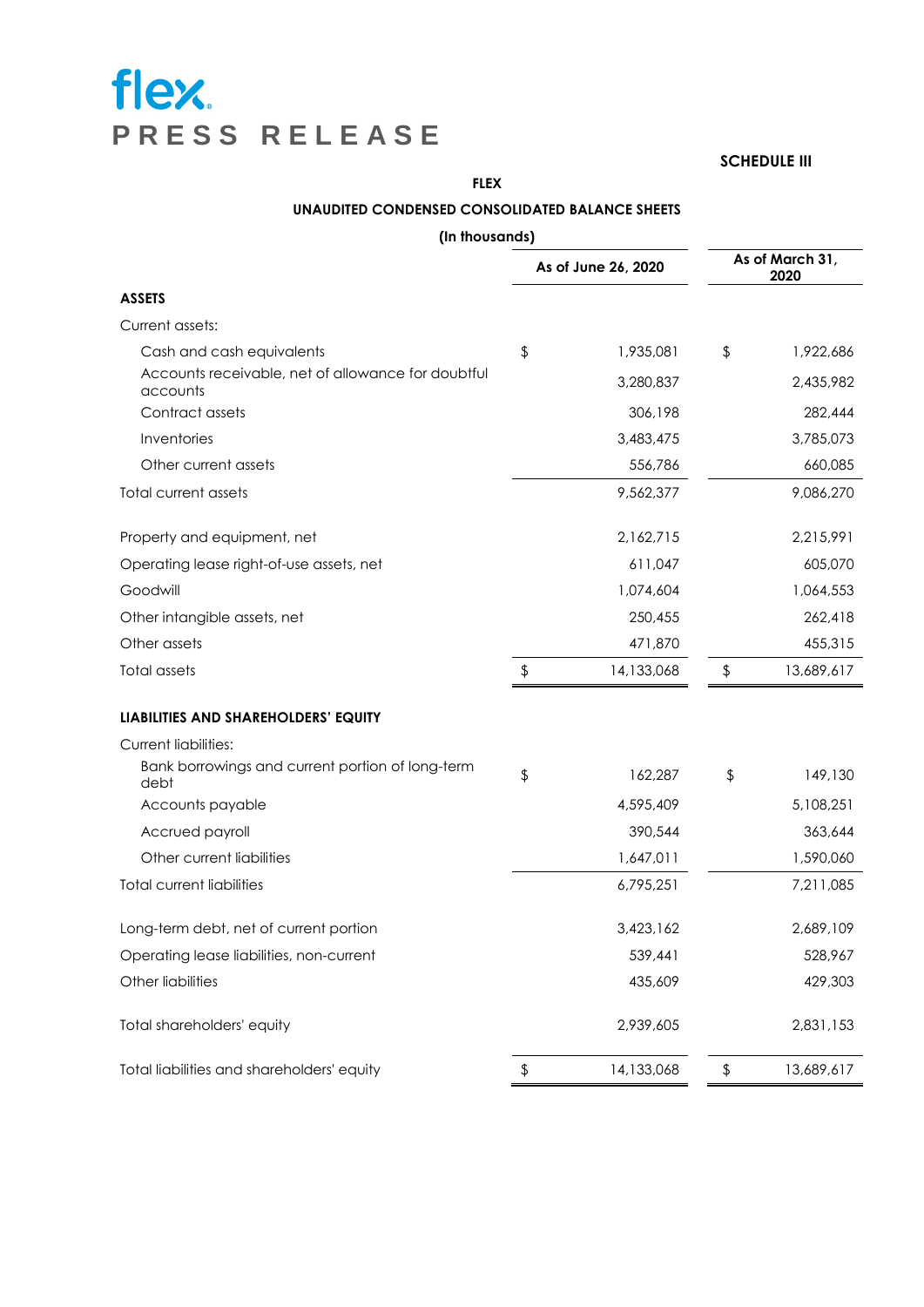# flex.

**PRESS RELEASE**

**SCHEDULE III**

**FLEX**

**UNAUDITED CONDENSED CONSOLIDATED BALANCE SHEETS**

**(In thousands)**

| | As of June 26, 2020 | As of March 31, 2020 |
|---|---|---|
| **ASSETS** | | |
| Current assets: | | |
| Cash and cash equivalents | $ 1,935,081 | $ 1,922,686 |
| Accounts receivable, net of allowance for doubtful accounts | 3,280,837 | 2,435,982 |
| Contract assets | 306,198 | 282,444 |
| Inventories | 3,483,475 | 3,785,073 |
| Other current assets | 556,786 | 660,085 |
| Total current assets | 9,562,377 | 9,086,270 |
| Property and equipment, net | 2,162,715 | 2,215,991 |
| Operating lease right-of-use assets, net | 611,047 | 605,070 |
| Goodwill | 1,074,604 | 1,064,553 |
| Other intangible assets, net | 250,455 | 262,418 |
| Other assets | 471,870 | 455,315 |
| Total assets | $ 14,133,068 | $ 13,689,617 |
| **LIABILITIES AND SHAREHOLDERS' EQUITY** | | |
| Current liabilities: | | |
| Bank borrowings and current portion of long-term debt | $ 162,287 | $ 149,130 |
| Accounts payable | 4,595,409 | 5,108,251 |
| Accrued payroll | 390,544 | 363,644 |
| Other current liabilities | 1,647,011 | 1,590,060 |
| Total current liabilities | 6,795,251 | 7,211,085 |
| Long-term debt, net of current portion | 3,423,162 | 2,689,109 |
| Operating lease liabilities, non-current | 539,441 | 528,967 |
| Other liabilities | 435,609 | 429,303 |
| Total shareholders' equity | 2,939,605 | 2,831,153 |
| Total liabilities and shareholders' equity | $ 14,133,068 | $ 13,689,617 |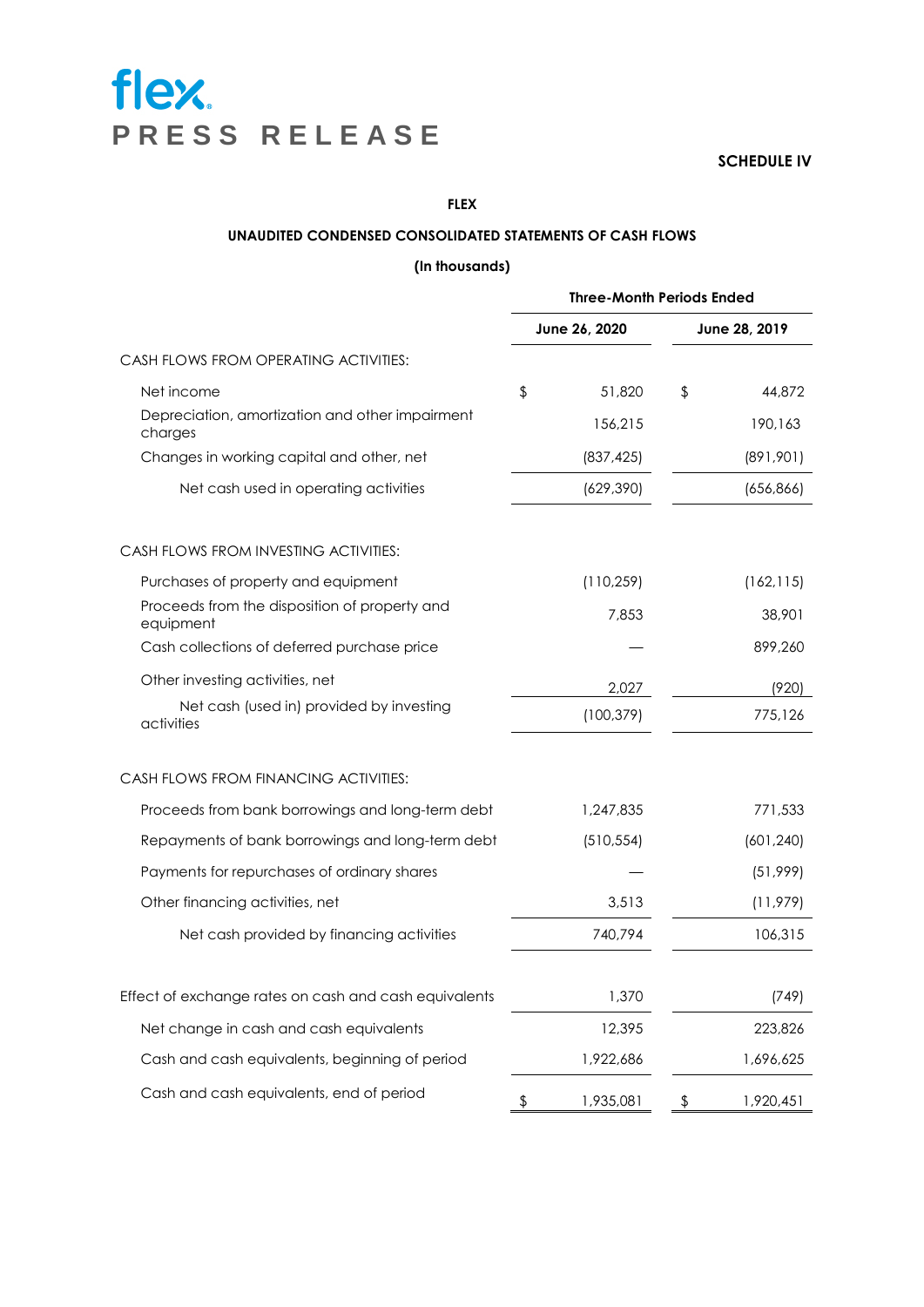flex

**PRESS RELEASE**

**SCHEDULE IV**

**FLEX**

**UNAUDITED CONDENSED CONSOLIDATED STATEMENTS OF CASH FLOWS**

**(In thousands)**

| | Three-Month Periods Ended | |
|---|---|---|
| | June 26, 2020 | June 28, 2019 |
| CASH FLOWS FROM OPERATING ACTIVITIES: | | |
| Net income | $ 51,820 | $ 44,872 |
| Depreciation, amortization and other impairment charges | 156,215 | 190,163 |
| Changes in working capital and other, net | (837,425) | (891,901) |
| Net cash used in operating activities | (629,390) | (656,866) |
| CASH FLOWS FROM INVESTING ACTIVITIES: | | |
| Purchases of property and equipment | (110,259) | (162,115) |
| Proceeds from the disposition of property and equipment | 7,853 | 38,901 |
| Cash collections of deferred purchase price | — | 899,260 |
| Other investing activities, net | 2,027 | (920) |
| Net cash (used in) provided by investing activities | (100,379) | 775,126 |
| CASH FLOWS FROM FINANCING ACTIVITIES: | | |
| Proceeds from bank borrowings and long-term debt | 1,247,835 | 771,533 |
| Repayments of bank borrowings and long-term debt | (510,554) | (601,240) |
| Payments for repurchases of ordinary shares | — | (51,999) |
| Other financing activities, net | 3,513 | (11,979) |
| Net cash provided by financing activities | 740,794 | 106,315 |
| Effect of exchange rates on cash and cash equivalents | 1,370 | (749) |
| Net change in cash and cash equivalents | 12,395 | 223,826 |
| Cash and cash equivalents, beginning of period | 1,922,686 | 1,696,625 |
| Cash and cash equivalents, end of period | $ 1,935,081 | $ 1,920,451 |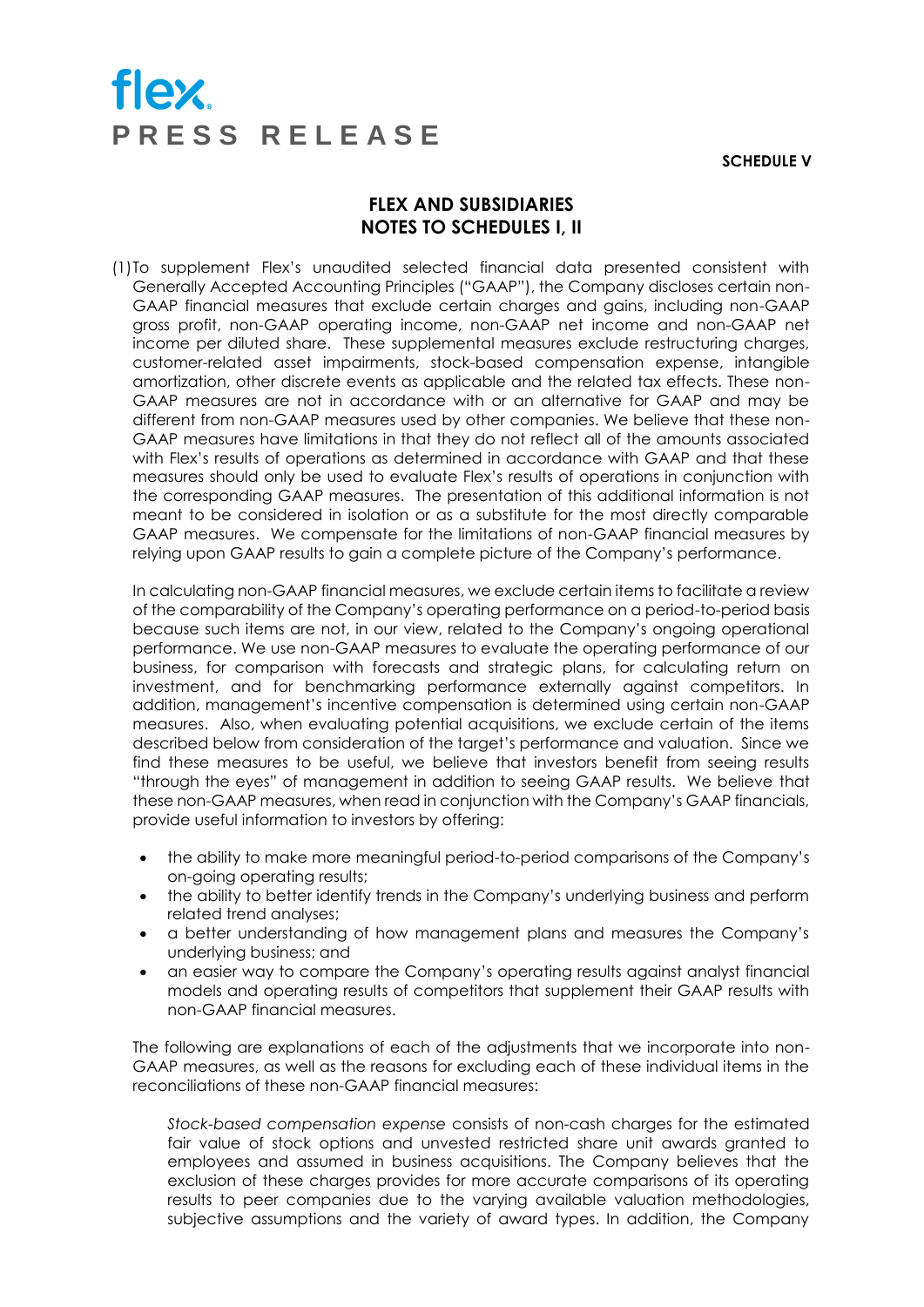**SCHEDULE V**

## FLEX AND SUBSIDIARIES
## NOTES TO SCHEDULES I, II

(1) To supplement Flex's unaudited selected financial data presented consistent with Generally Accepted Accounting Principles ("GAAP"), the Company discloses certain non-GAAP financial measures that exclude certain charges and gains, including non-GAAP gross profit, non-GAAP operating income, non-GAAP net income and non-GAAP net income per diluted share. These supplemental measures exclude restructuring charges, customer-related asset impairments, stock-based compensation expense, intangible amortization, other discrete events as applicable and the related tax effects. These non-GAAP measures are not in accordance with or an alternative for GAAP and may be different from non-GAAP measures used by other companies. We believe that these non-GAAP measures have limitations in that they do not reflect all of the amounts associated with Flex's results of operations as determined in accordance with GAAP and that these measures should only be used to evaluate Flex's results of operations in conjunction with the corresponding GAAP measures. The presentation of this additional information is not meant to be considered in isolation or as a substitute for the most directly comparable GAAP measures. We compensate for the limitations of non-GAAP financial measures by relying upon GAAP results to gain a complete picture of the Company's performance.

In calculating non-GAAP financial measures, we exclude certain items to facilitate a review of the comparability of the Company's operating performance on a period-to-period basis because such items are not, in our view, related to the Company's ongoing operational performance. We use non-GAAP measures to evaluate the operating performance of our business, for comparison with forecasts and strategic plans, for calculating return on investment, and for benchmarking performance externally against competitors. In addition, management's incentive compensation is determined using certain non-GAAP measures. Also, when evaluating potential acquisitions, we exclude certain of the items described below from consideration of the target's performance and valuation. Since we find these measures to be useful, we believe that investors benefit from seeing results "through the eyes" of management in addition to seeing GAAP results. We believe that these non-GAAP measures, when read in conjunction with the Company's GAAP financials, provide useful information to investors by offering:

- the ability to make more meaningful period-to-period comparisons of the Company's on-going operating results;
- the ability to better identify trends in the Company's underlying business and perform related trend analyses;
- a better understanding of how management plans and measures the Company's underlying business; and
- an easier way to compare the Company's operating results against analyst financial models and operating results of competitors that supplement their GAAP results with non-GAAP financial measures.

The following are explanations of each of the adjustments that we incorporate into non-GAAP measures, as well as the reasons for excluding each of these individual items in the reconciliations of these non-GAAP financial measures:

*Stock-based compensation expense* consists of non-cash charges for the estimated fair value of stock options and unvested restricted share unit awards granted to employees and assumed in business acquisitions. The Company believes that the exclusion of these charges provides for more accurate comparisons of its operating results to peer companies due to the varying available valuation methodologies, subjective assumptions and the variety of award types. In addition, the Company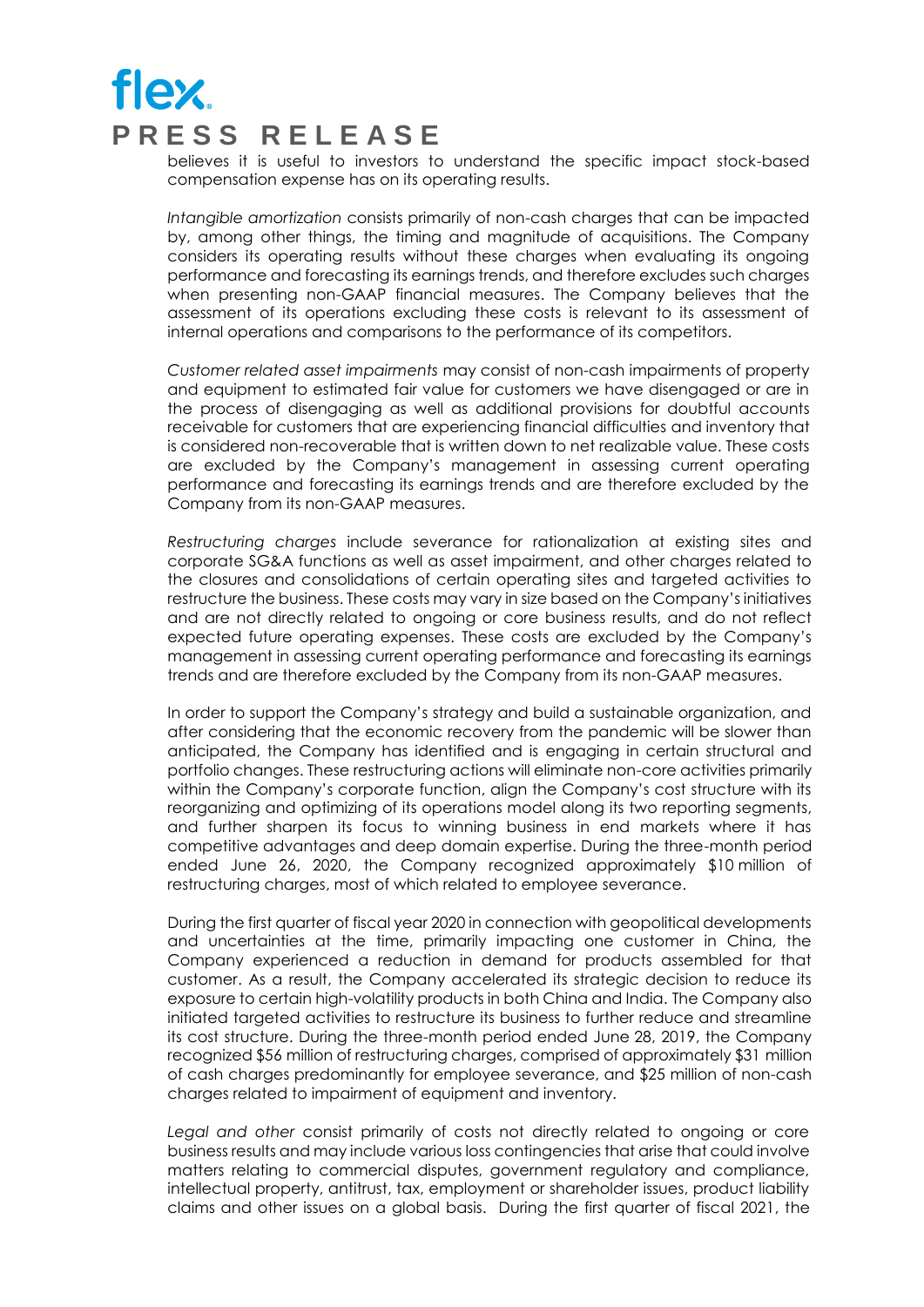believes it is useful to investors to understand the specific impact stock-based compensation expense has on its operating results.

*Intangible amortization* consists primarily of non-cash charges that can be impacted by, among other things, the timing and magnitude of acquisitions. The Company considers its operating results without these charges when evaluating its ongoing performance and forecasting its earnings trends, and therefore excludes such charges when presenting non-GAAP financial measures. The Company believes that the assessment of its operations excluding these costs is relevant to its assessment of internal operations and comparisons to the performance of its competitors.

*Customer related asset impairments* may consist of non-cash impairments of property and equipment to estimated fair value for customers we have disengaged or are in the process of disengaging as well as additional provisions for doubtful accounts receivable for customers that are experiencing financial difficulties and inventory that is considered non-recoverable that is written down to net realizable value. These costs are excluded by the Company's management in assessing current operating performance and forecasting its earnings trends and are therefore excluded by the Company from its non-GAAP measures.

*Restructuring charges* include severance for rationalization at existing sites and corporate SG&A functions as well as asset impairment, and other charges related to the closures and consolidations of certain operating sites and targeted activities to restructure the business. These costs may vary in size based on the Company's initiatives and are not directly related to ongoing or core business results, and do not reflect expected future operating expenses. These costs are excluded by the Company's management in assessing current operating performance and forecasting its earnings trends and are therefore excluded by the Company from its non-GAAP measures.

In order to support the Company's strategy and build a sustainable organization, and after considering that the economic recovery from the pandemic will be slower than anticipated, the Company has identified and is engaging in certain structural and portfolio changes. These restructuring actions will eliminate non-core activities primarily within the Company's corporate function, align the Company's cost structure with its reorganizing and optimizing of its operations model along its two reporting segments, and further sharpen its focus to winning business in end markets where it has competitive advantages and deep domain expertise. During the three-month period ended June 26, 2020, the Company recognized approximately $10 million of restructuring charges, most of which related to employee severance.

During the first quarter of fiscal year 2020 in connection with geopolitical developments and uncertainties at the time, primarily impacting one customer in China, the Company experienced a reduction in demand for products assembled for that customer. As a result, the Company accelerated its strategic decision to reduce its exposure to certain high-volatility products in both China and India. The Company also initiated targeted activities to restructure its business to further reduce and streamline its cost structure. During the three-month period ended June 28, 2019, the Company recognized $56 million of restructuring charges, comprised of approximately $31 million of cash charges predominantly for employee severance, and $25 million of non-cash charges related to impairment of equipment and inventory.

*Legal and other* consist primarily of costs not directly related to ongoing or core business results and may include various loss contingencies that arise that could involve matters relating to commercial disputes, government regulatory and compliance, intellectual property, antitrust, tax, employment or shareholder issues, product liability claims and other issues on a global basis. During the first quarter of fiscal 2021, the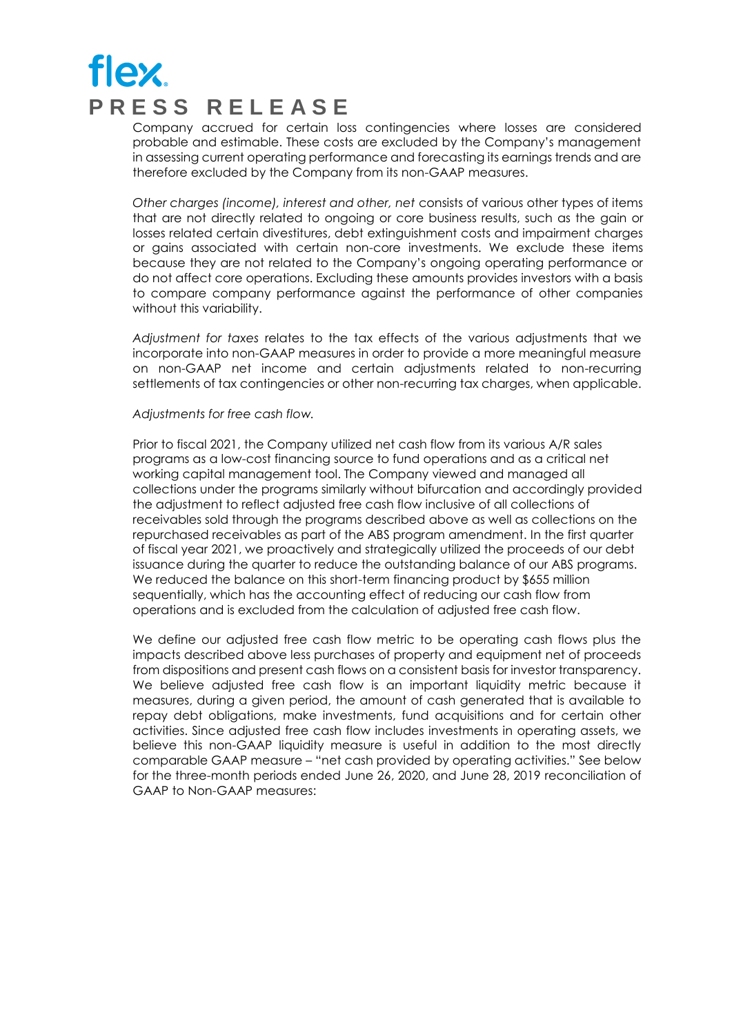Company accrued for certain loss contingencies where losses are considered probable and estimable. These costs are excluded by the Company's management in assessing current operating performance and forecasting its earnings trends and are therefore excluded by the Company from its non-GAAP measures.

*Other charges (income), interest and other, net* consists of various other types of items that are not directly related to ongoing or core business results, such as the gain or losses related certain divestitures, debt extinguishment costs and impairment charges or gains associated with certain non-core investments. We exclude these items because they are not related to the Company's ongoing operating performance or do not affect core operations. Excluding these amounts provides investors with a basis to compare company performance against the performance of other companies without this variability.

*Adjustment for taxes* relates to the tax effects of the various adjustments that we incorporate into non-GAAP measures in order to provide a more meaningful measure on non-GAAP net income and certain adjustments related to non-recurring settlements of tax contingencies or other non-recurring tax charges, when applicable.

*Adjustments for free cash flow.*

Prior to fiscal 2021, the Company utilized net cash flow from its various A/R sales programs as a low-cost financing source to fund operations and as a critical net working capital management tool. The Company viewed and managed all collections under the programs similarly without bifurcation and accordingly provided the adjustment to reflect adjusted free cash flow inclusive of all collections of receivables sold through the programs described above as well as collections on the repurchased receivables as part of the ABS program amendment. In the first quarter of fiscal year 2021, we proactively and strategically utilized the proceeds of our debt issuance during the quarter to reduce the outstanding balance of our ABS programs. We reduced the balance on this short-term financing product by $655 million sequentially, which has the accounting effect of reducing our cash flow from operations and is excluded from the calculation of adjusted free cash flow.

We define our adjusted free cash flow metric to be operating cash flows plus the impacts described above less purchases of property and equipment net of proceeds from dispositions and present cash flows on a consistent basis for investor transparency. We believe adjusted free cash flow is an important liquidity metric because it measures, during a given period, the amount of cash generated that is available to repay debt obligations, make investments, fund acquisitions and for certain other activities. Since adjusted free cash flow includes investments in operating assets, we believe this non-GAAP liquidity measure is useful in addition to the most directly comparable GAAP measure – "net cash provided by operating activities." See below for the three-month periods ended June 26, 2020, and June 28, 2019 reconciliation of GAAP to Non-GAAP measures: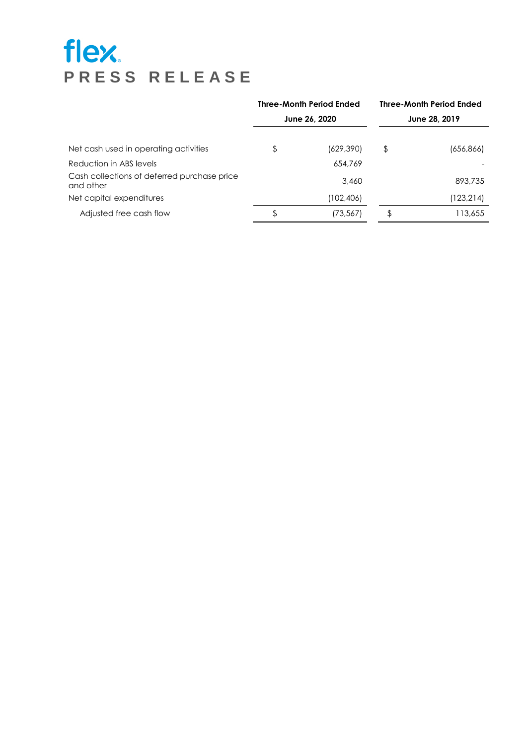# flex

**PRESS RELEASE**

| | Three-Month Period Ended June 26, 2020 | Three-Month Period Ended June 28, 2019 |
|---|---|---|
| Net cash used in operating activities | $ (629,390) | $ (656,866) |
| Reduction in ABS levels | 654,769 | - |
| Cash collections of deferred purchase price and other | 3,460 | 893,735 |
| Net capital expenditures | (102,406) | (123,214) |
| Adjusted free cash flow | $ (73,567) | $ 113,655 |